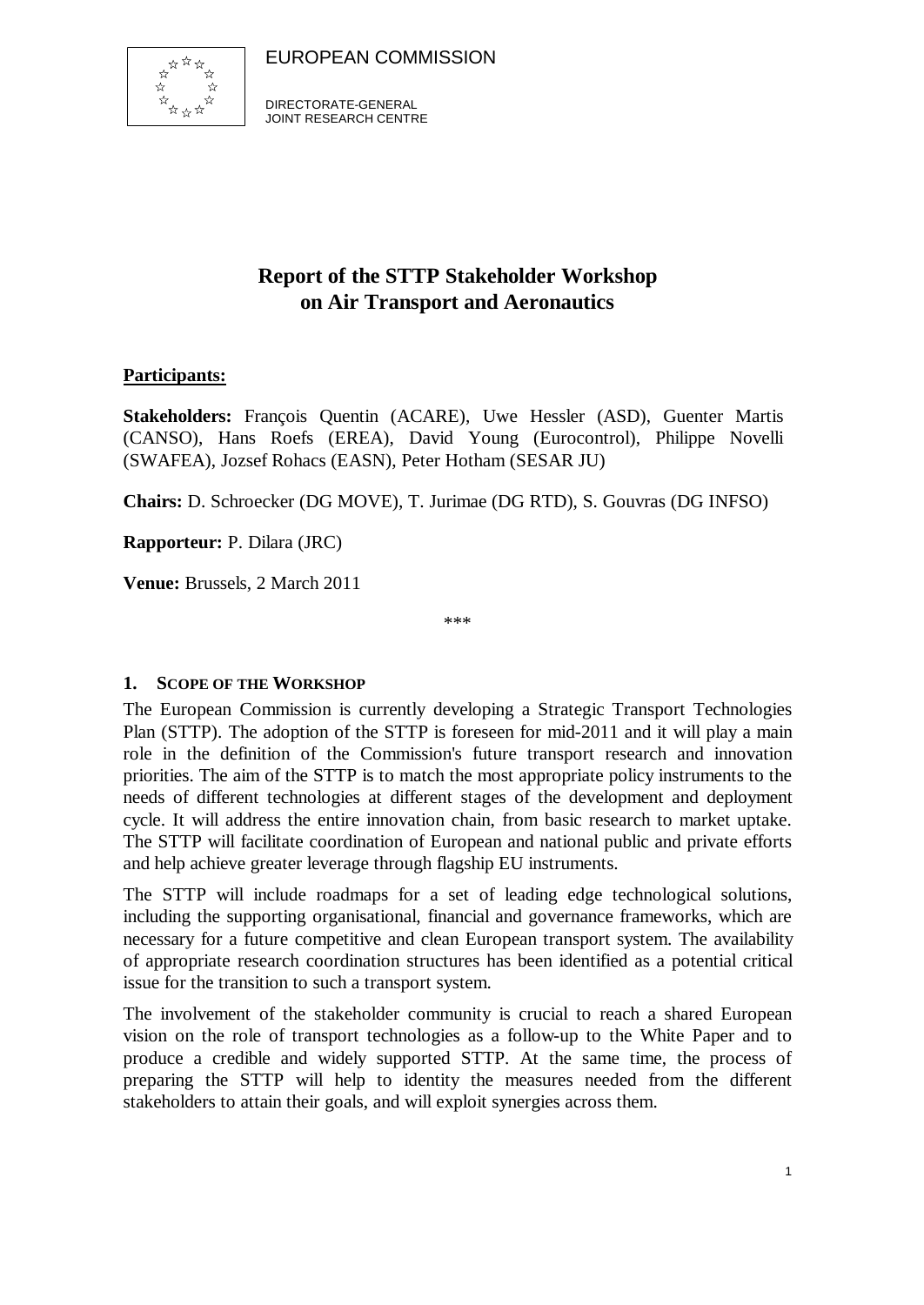EUROPEAN COMMISSION

DIRECTORATE-GENERAL
JOINT RESEARCH CENTRE

# Report of the STTP Stakeholder Workshop on Air Transport and Aeronautics

**Participants:**

**Stakeholders:** François Quentin (ACARE), Uwe Hessler (ASD), Guenter Martis (CANSO), Hans Roefs (EREA), David Young (Eurocontrol), Philippe Novelli (SWAFEA), Jozsef Rohacs (EASN), Peter Hotham (SESAR JU)

**Chairs:** D. Schroecker (DG MOVE), T. Jurimae (DG RTD), S. Gouvras (DG INFSO)

**Rapporteur:** P. Dilara (JRC)

**Venue:** Brussels, 2 March 2011

***

## 1. SCOPE OF THE WORKSHOP

The European Commission is currently developing a Strategic Transport Technologies Plan (STTP). The adoption of the STTP is foreseen for mid-2011 and it will play a main role in the definition of the Commission's future transport research and innovation priorities. The aim of the STTP is to match the most appropriate policy instruments to the needs of different technologies at different stages of the development and deployment cycle. It will address the entire innovation chain, from basic research to market uptake. The STTP will facilitate coordination of European and national public and private efforts and help achieve greater leverage through flagship EU instruments.

The STTP will include roadmaps for a set of leading edge technological solutions, including the supporting organisational, financial and governance frameworks, which are necessary for a future competitive and clean European transport system. The availability of appropriate research coordination structures has been identified as a potential critical issue for the transition to such a transport system.

The involvement of the stakeholder community is crucial to reach a shared European vision on the role of transport technologies as a follow-up to the White Paper and to produce a credible and widely supported STTP. At the same time, the process of preparing the STTP will help to identity the measures needed from the different stakeholders to attain their goals, and will exploit synergies across them.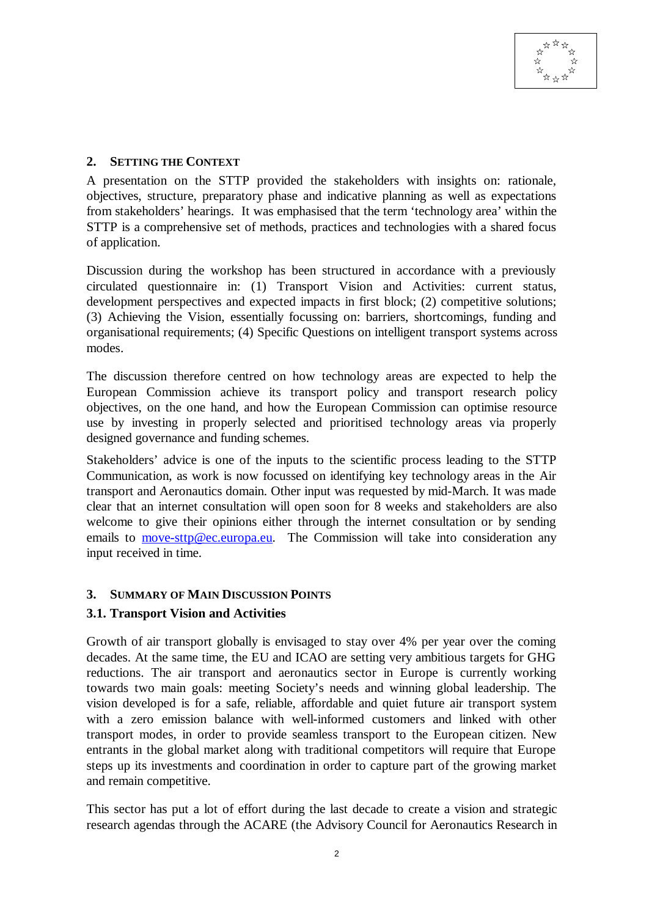## 2. Setting the Context

A presentation on the STTP provided the stakeholders with insights on: rationale, objectives, structure, preparatory phase and indicative planning as well as expectations from stakeholders' hearings. It was emphasised that the term 'technology area' within the STTP is a comprehensive set of methods, practices and technologies with a shared focus of application.

Discussion during the workshop has been structured in accordance with a previously circulated questionnaire in: (1) Transport Vision and Activities: current status, development perspectives and expected impacts in first block; (2) competitive solutions; (3) Achieving the Vision, essentially focussing on: barriers, shortcomings, funding and organisational requirements; (4) Specific Questions on intelligent transport systems across modes.

The discussion therefore centred on how technology areas are expected to help the European Commission achieve its transport policy and transport research policy objectives, on the one hand, and how the European Commission can optimise resource use by investing in properly selected and prioritised technology areas via properly designed governance and funding schemes.

Stakeholders' advice is one of the inputs to the scientific process leading to the STTP Communication, as work is now focussed on identifying key technology areas in the Air transport and Aeronautics domain. Other input was requested by mid-March. It was made clear that an internet consultation will open soon for 8 weeks and stakeholders are also welcome to give their opinions either through the internet consultation or by sending emails to move-sttp@ec.europa.eu. The Commission will take into consideration any input received in time.

## 3. Summary of Main Discussion Points

### 3.1. Transport Vision and Activities

Growth of air transport globally is envisaged to stay over 4% per year over the coming decades. At the same time, the EU and ICAO are setting very ambitious targets for GHG reductions. The air transport and aeronautics sector in Europe is currently working towards two main goals: meeting Society's needs and winning global leadership. The vision developed is for a safe, reliable, affordable and quiet future air transport system with a zero emission balance with well-informed customers and linked with other transport modes, in order to provide seamless transport to the European citizen. New entrants in the global market along with traditional competitors will require that Europe steps up its investments and coordination in order to capture part of the growing market and remain competitive.

This sector has put a lot of effort during the last decade to create a vision and strategic research agendas through the ACARE (the Advisory Council for Aeronautics Research in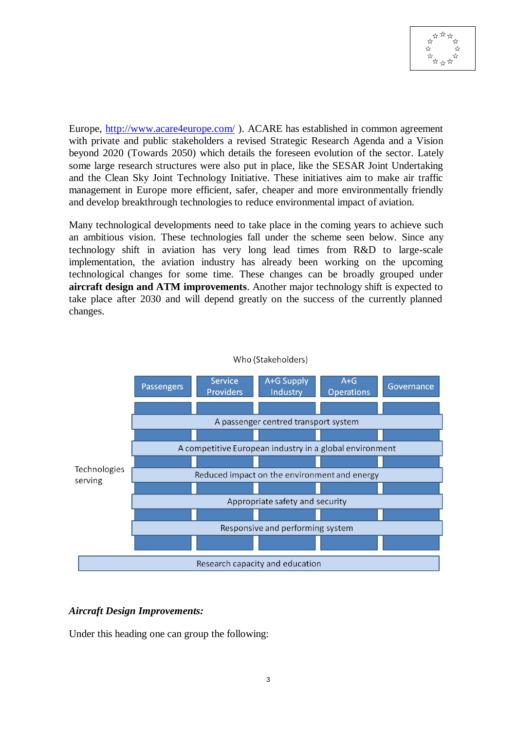Europe, http://www.acare4europe.com/ ). ACARE has established in common agreement with private and public stakeholders a revised Strategic Research Agenda and a Vision beyond 2020 (Towards 2050) which details the foreseen evolution of the sector. Lately some large research structures were also put in place, like the SESAR Joint Undertaking and the Clean Sky Joint Technology Initiative. These initiatives aim to make air traffic management in Europe more efficient, safer, cheaper and more environmentally friendly and develop breakthrough technologies to reduce environmental impact of aviation.

Many technological developments need to take place in the coming years to achieve such an ambitious vision. These technologies fall under the scheme seen below. Since any technology shift in aviation has very long lead times from R&D to large-scale implementation, the aviation industry has already been working on the upcoming technological changes for some time. These changes can be broadly grouped under **aircraft design and ATM improvements**. Another major technology shift is expected to take place after 2030 and will depend greatly on the success of the currently planned changes.

Who (Stakeholders)

| | Passengers | Service Providers | A+G Supply Industry | A+G Operations | Governance |
|---|---|---|---|---|---|
| Technologies serving | A passenger centred transport system | | | | |
| | A competitive European industry in a global environment | | | | |
| | Reduced impact on the environment and energy | | | | |
| | Appropriate safety and security | | | | |
| | Responsive and performing system | | | | |
| Research capacity and education | | | | | |

***Aircraft Design Improvements:***

Under this heading one can group the following: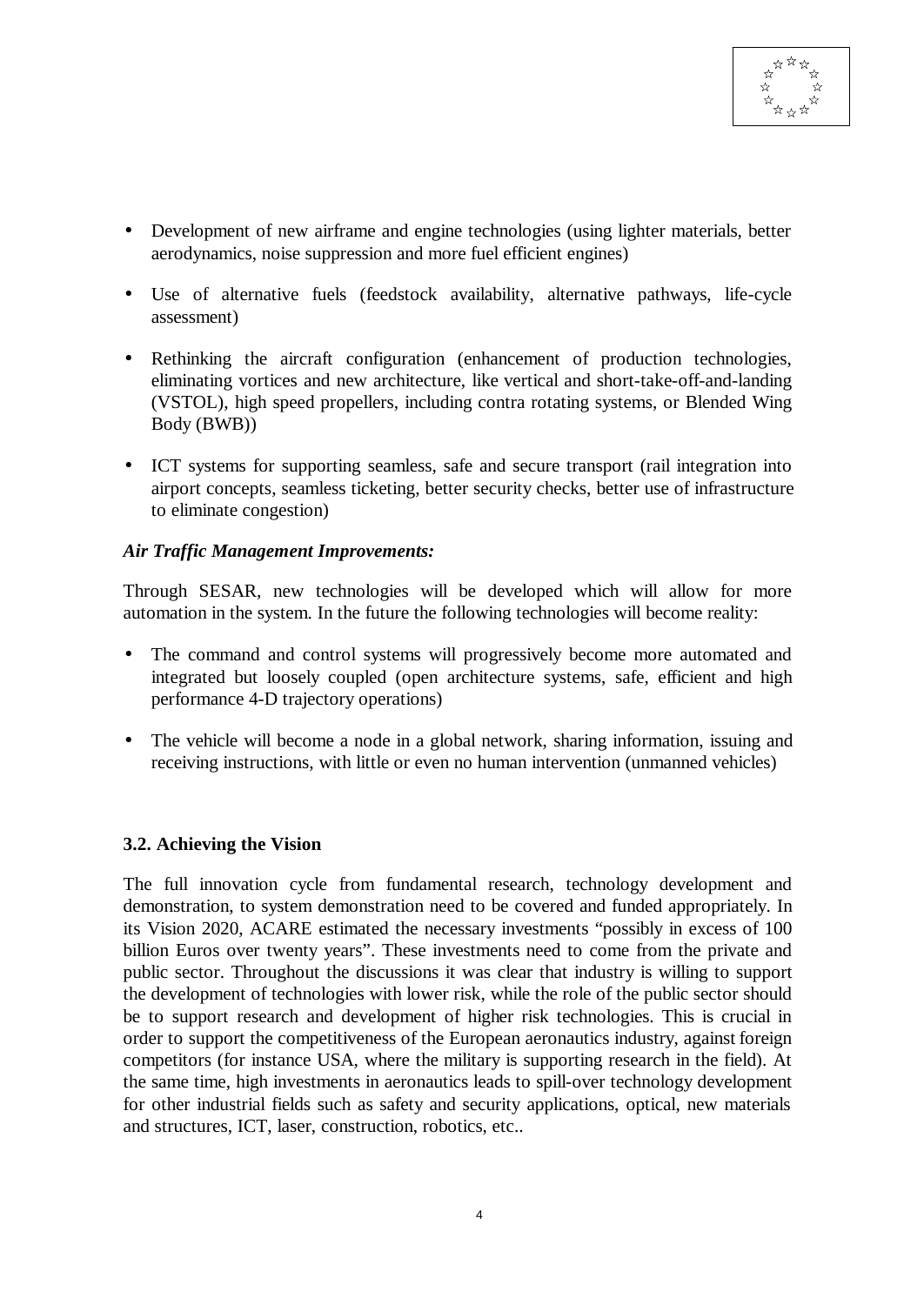- Development of new airframe and engine technologies (using lighter materials, better aerodynamics, noise suppression and more fuel efficient engines)

- Use of alternative fuels (feedstock availability, alternative pathways, life-cycle assessment)

- Rethinking the aircraft configuration (enhancement of production technologies, eliminating vortices and new architecture, like vertical and short-take-off-and-landing (VSTOL), high speed propellers, including contra rotating systems, or Blended Wing Body (BWB))

- ICT systems for supporting seamless, safe and secure transport (rail integration into airport concepts, seamless ticketing, better security checks, better use of infrastructure to eliminate congestion)

***Air Traffic Management Improvements:***

Through SESAR, new technologies will be developed which will allow for more automation in the system. In the future the following technologies will become reality:

- The command and control systems will progressively become more automated and integrated but loosely coupled (open architecture systems, safe, efficient and high performance 4-D trajectory operations)

- The vehicle will become a node in a global network, sharing information, issuing and receiving instructions, with little or even no human intervention (unmanned vehicles)

### 3.2. Achieving the Vision

The full innovation cycle from fundamental research, technology development and demonstration, to system demonstration need to be covered and funded appropriately. In its Vision 2020, ACARE estimated the necessary investments "possibly in excess of 100 billion Euros over twenty years". These investments need to come from the private and public sector. Throughout the discussions it was clear that industry is willing to support the development of technologies with lower risk, while the role of the public sector should be to support research and development of higher risk technologies. This is crucial in order to support the competitiveness of the European aeronautics industry, against foreign competitors (for instance USA, where the military is supporting research in the field). At the same time, high investments in aeronautics leads to spill-over technology development for other industrial fields such as safety and security applications, optical, new materials and structures, ICT, laser, construction, robotics, etc..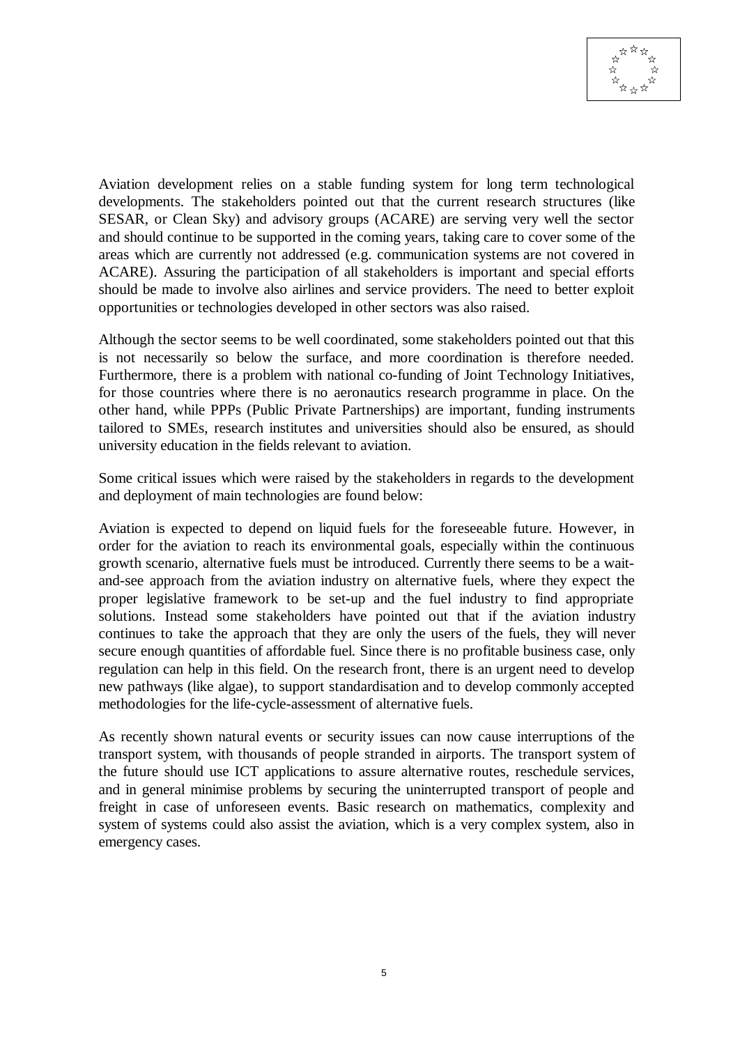Aviation development relies on a stable funding system for long term technological developments. The stakeholders pointed out that the current research structures (like SESAR, or Clean Sky) and advisory groups (ACARE) are serving very well the sector and should continue to be supported in the coming years, taking care to cover some of the areas which are currently not addressed (e.g. communication systems are not covered in ACARE). Assuring the participation of all stakeholders is important and special efforts should be made to involve also airlines and service providers. The need to better exploit opportunities or technologies developed in other sectors was also raised.

Although the sector seems to be well coordinated, some stakeholders pointed out that this is not necessarily so below the surface, and more coordination is therefore needed. Furthermore, there is a problem with national co-funding of Joint Technology Initiatives, for those countries where there is no aeronautics research programme in place. On the other hand, while PPPs (Public Private Partnerships) are important, funding instruments tailored to SMEs, research institutes and universities should also be ensured, as should university education in the fields relevant to aviation.

Some critical issues which were raised by the stakeholders in regards to the development and deployment of main technologies are found below:

Aviation is expected to depend on liquid fuels for the foreseeable future. However, in order for the aviation to reach its environmental goals, especially within the continuous growth scenario, alternative fuels must be introduced. Currently there seems to be a wait-and-see approach from the aviation industry on alternative fuels, where they expect the proper legislative framework to be set-up and the fuel industry to find appropriate solutions. Instead some stakeholders have pointed out that if the aviation industry continues to take the approach that they are only the users of the fuels, they will never secure enough quantities of affordable fuel. Since there is no profitable business case, only regulation can help in this field. On the research front, there is an urgent need to develop new pathways (like algae), to support standardisation and to develop commonly accepted methodologies for the life-cycle-assessment of alternative fuels.

As recently shown natural events or security issues can now cause interruptions of the transport system, with thousands of people stranded in airports. The transport system of the future should use ICT applications to assure alternative routes, reschedule services, and in general minimise problems by securing the uninterrupted transport of people and freight in case of unforeseen events. Basic research on mathematics, complexity and system of systems could also assist the aviation, which is a very complex system, also in emergency cases.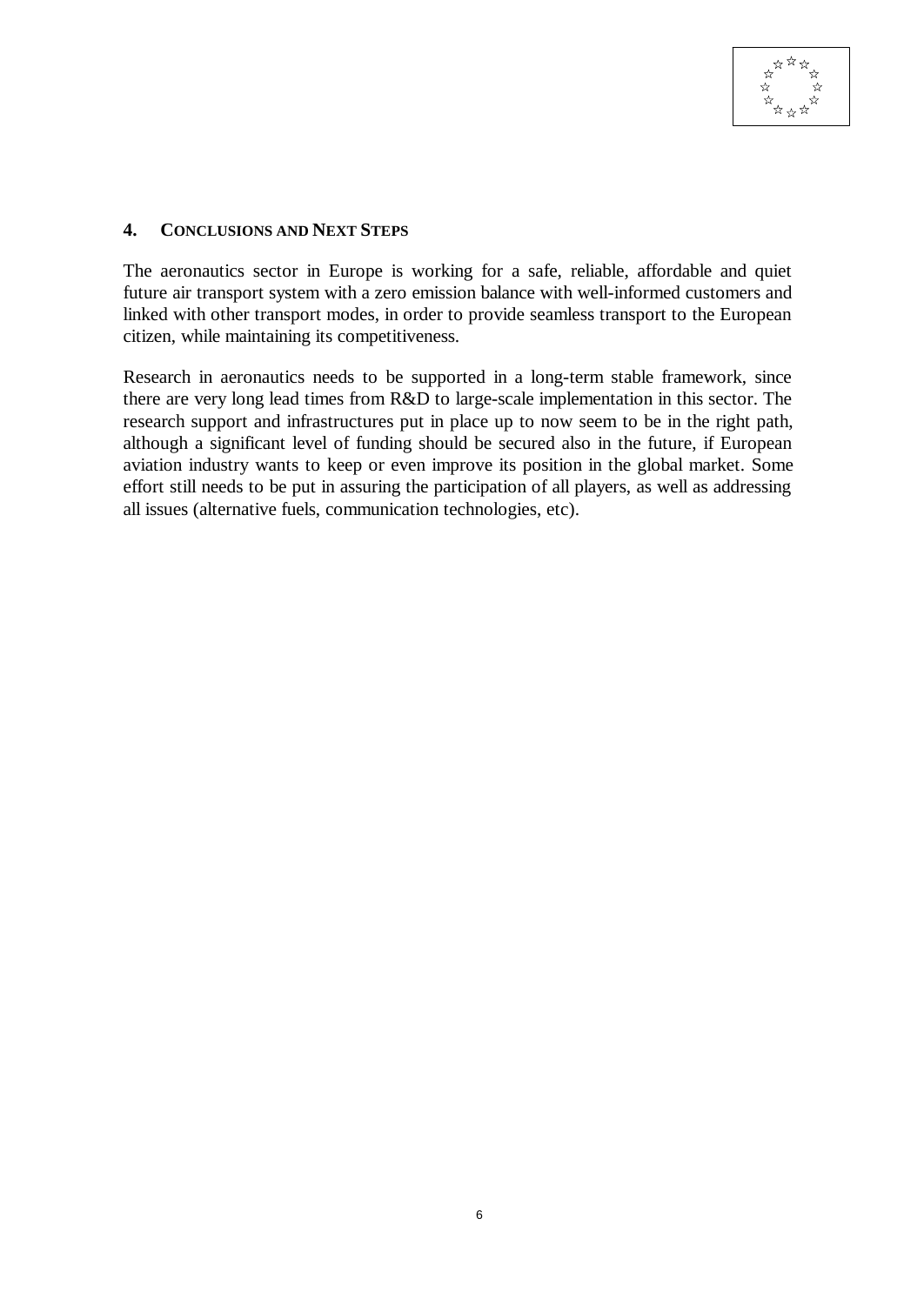## 4. CONCLUSIONS AND NEXT STEPS

The aeronautics sector in Europe is working for a safe, reliable, affordable and quiet future air transport system with a zero emission balance with well-informed customers and linked with other transport modes, in order to provide seamless transport to the European citizen, while maintaining its competitiveness.

Research in aeronautics needs to be supported in a long-term stable framework, since there are very long lead times from R&D to large-scale implementation in this sector. The research support and infrastructures put in place up to now seem to be in the right path, although a significant level of funding should be secured also in the future, if European aviation industry wants to keep or even improve its position in the global market. Some effort still needs to be put in assuring the participation of all players, as well as addressing all issues (alternative fuels, communication technologies, etc).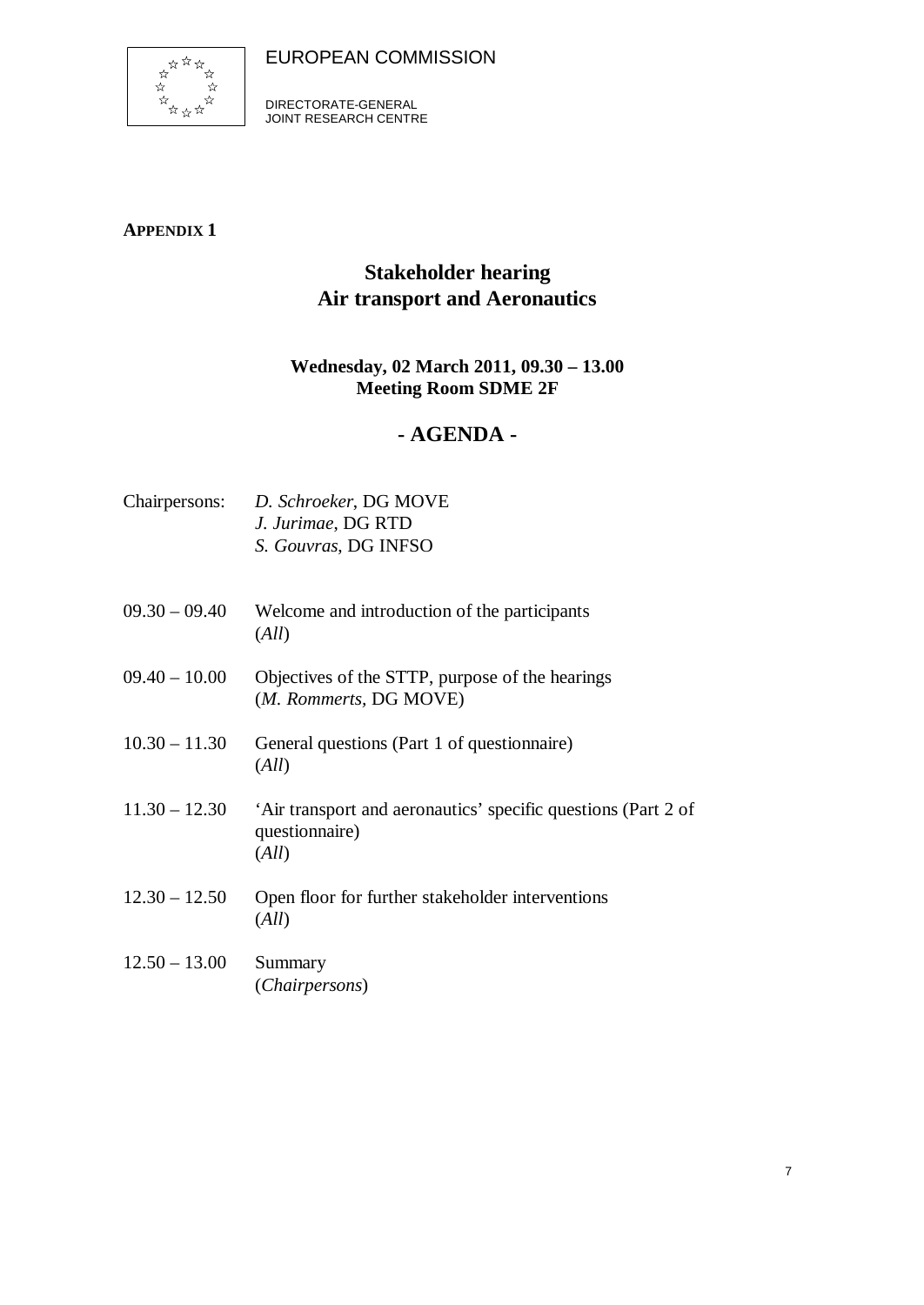EUROPEAN COMMISSION

DIRECTORATE-GENERAL
JOINT RESEARCH CENTRE

**APPENDIX 1**

## Stakeholder hearing
## Air transport and Aeronautics

**Wednesday, 02 March 2011, 09.30 – 13.00**
**Meeting Room SDME 2F**

## - AGENDA -

Chairpersons: *D. Schroeker*, DG MOVE
*J. Jurimae*, DG RTD
*S. Gouvras*, DG INFSO

09.30 – 09.40 Welcome and introduction of the participants
(*All*)

09.40 – 10.00 Objectives of the STTP, purpose of the hearings
(*M. Rommerts*, DG MOVE)

10.30 – 11.30 General questions (Part 1 of questionnaire)
(*All*)

11.30 – 12.30 'Air transport and aeronautics' specific questions (Part 2 of questionnaire)
(*All*)

12.30 – 12.50 Open floor for further stakeholder interventions
(*All*)

12.50 – 13.00 Summary
(*Chairpersons*)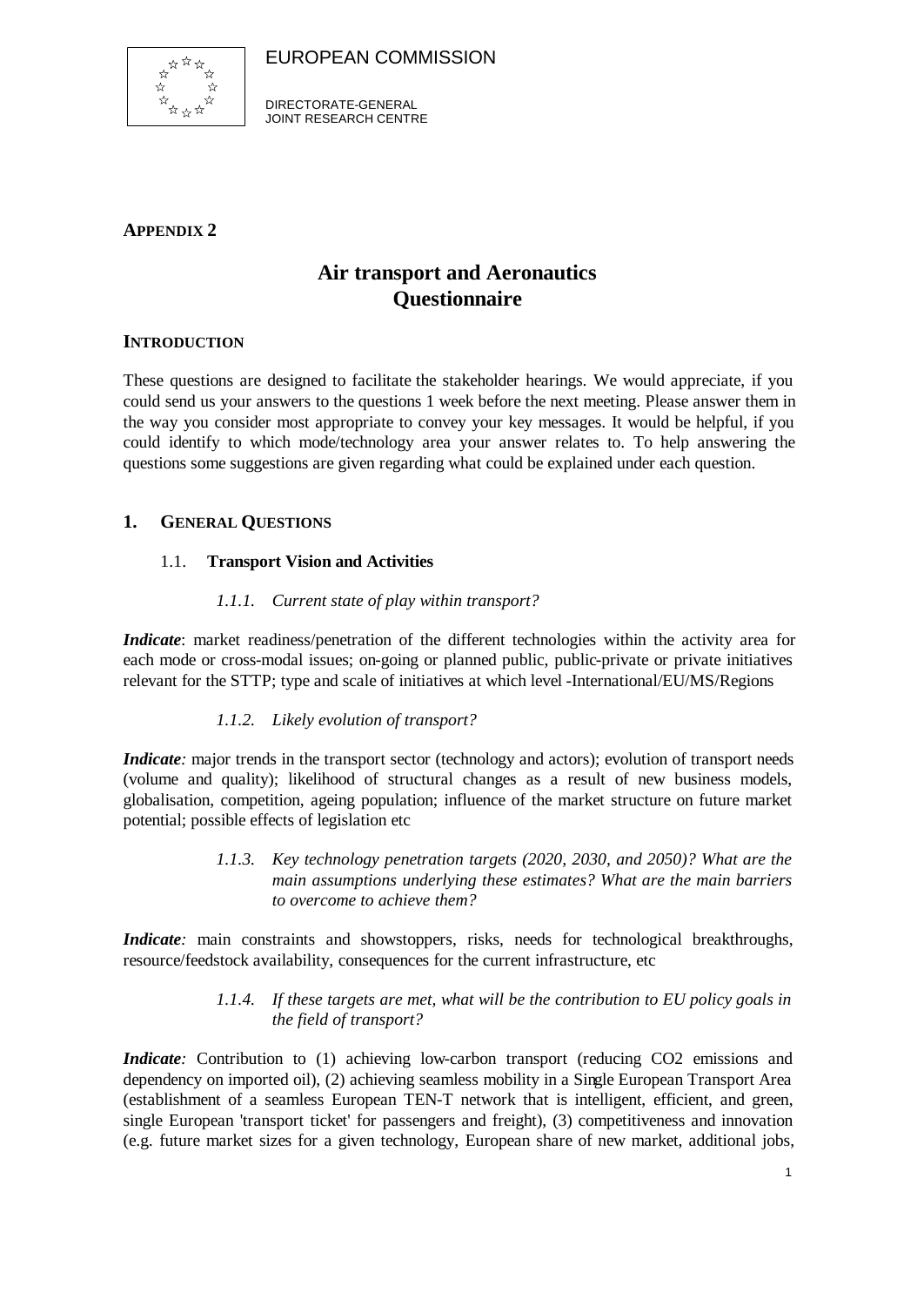EUROPEAN COMMISSION

DIRECTORATE-GENERAL
JOINT RESEARCH CENTRE

**APPENDIX 2**

# Air transport and Aeronautics Questionnaire

## INTRODUCTION

These questions are designed to facilitate the stakeholder hearings. We would appreciate, if you could send us your answers to the questions 1 week before the next meeting. Please answer them in the way you consider most appropriate to convey your key messages. It would be helpful, if you could identify to which mode/technology area your answer relates to. To help answering the questions some suggestions are given regarding what could be explained under each question.

## 1. GENERAL QUESTIONS

### 1.1. Transport Vision and Activities

#### *1.1.1. Current state of play within transport?*

***Indicate***: market readiness/penetration of the different technologies within the activity area for each mode or cross-modal issues; on-going or planned public, public-private or private initiatives relevant for the STTP; type and scale of initiatives at which level -International/EU/MS/Regions

#### *1.1.2. Likely evolution of transport?*

***Indicate:*** major trends in the transport sector (technology and actors); evolution of transport needs (volume and quality); likelihood of structural changes as a result of new business models, globalisation, competition, ageing population; influence of the market structure on future market potential; possible effects of legislation etc

#### *1.1.3. Key technology penetration targets (2020, 2030, and 2050)? What are the main assumptions underlying these estimates? What are the main barriers to overcome to achieve them?*

***Indicate:*** main constraints and showstoppers, risks, needs for technological breakthroughs, resource/feedstock availability, consequences for the current infrastructure, etc

#### *1.1.4. If these targets are met, what will be the contribution to EU policy goals in the field of transport?*

***Indicate:*** Contribution to (1) achieving low-carbon transport (reducing CO2 emissions and dependency on imported oil), (2) achieving seamless mobility in a Single European Transport Area (establishment of a seamless European TEN-T network that is intelligent, efficient, and green, single European 'transport ticket' for passengers and freight), (3) competitiveness and innovation (e.g. future market sizes for a given technology, European share of new market, additional jobs,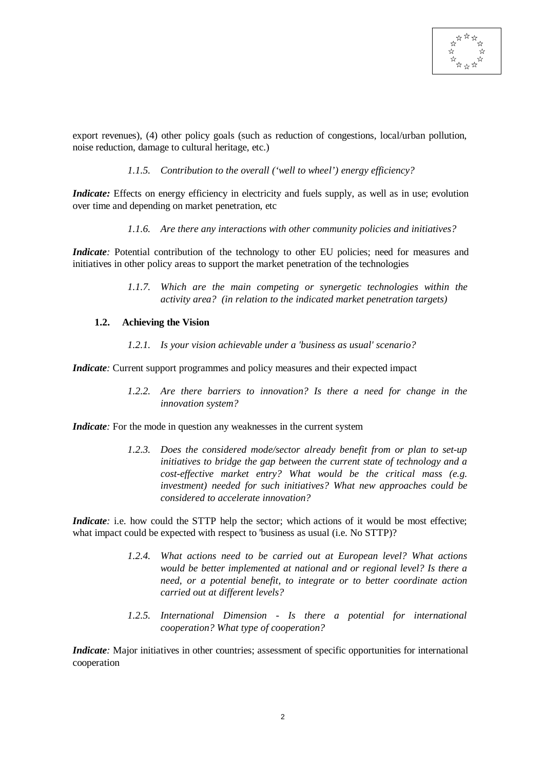export revenues), (4) other policy goals (such as reduction of congestions, local/urban pollution, noise reduction, damage to cultural heritage, etc.)

*1.1.5. Contribution to the overall ('well to wheel') energy efficiency?*

***Indicate:*** Effects on energy efficiency in electricity and fuels supply, as well as in use; evolution over time and depending on market penetration, etc

*1.1.6. Are there any interactions with other community policies and initiatives?*

***Indicate:*** Potential contribution of the technology to other EU policies; need for measures and initiatives in other policy areas to support the market penetration of the technologies

*1.1.7. Which are the main competing or synergetic technologies within the activity area? (in relation to the indicated market penetration targets)*

### 1.2. Achieving the Vision

*1.2.1. Is your vision achievable under a 'business as usual' scenario?*

***Indicate:*** Current support programmes and policy measures and their expected impact

*1.2.2. Are there barriers to innovation? Is there a need for change in the innovation system?*

***Indicate:*** For the mode in question any weaknesses in the current system

*1.2.3. Does the considered mode/sector already benefit from or plan to set-up initiatives to bridge the gap between the current state of technology and a cost-effective market entry? What would be the critical mass (e.g. investment) needed for such initiatives? What new approaches could be considered to accelerate innovation?*

***Indicate:*** i.e. how could the STTP help the sector; which actions of it would be most effective; what impact could be expected with respect to 'business as usual (i.e. No STTP)?

*1.2.4. What actions need to be carried out at European level? What actions would be better implemented at national and or regional level? Is there a need, or a potential benefit, to integrate or to better coordinate action carried out at different levels?*

*1.2.5. International Dimension - Is there a potential for international cooperation? What type of cooperation?*

***Indicate:*** Major initiatives in other countries; assessment of specific opportunities for international cooperation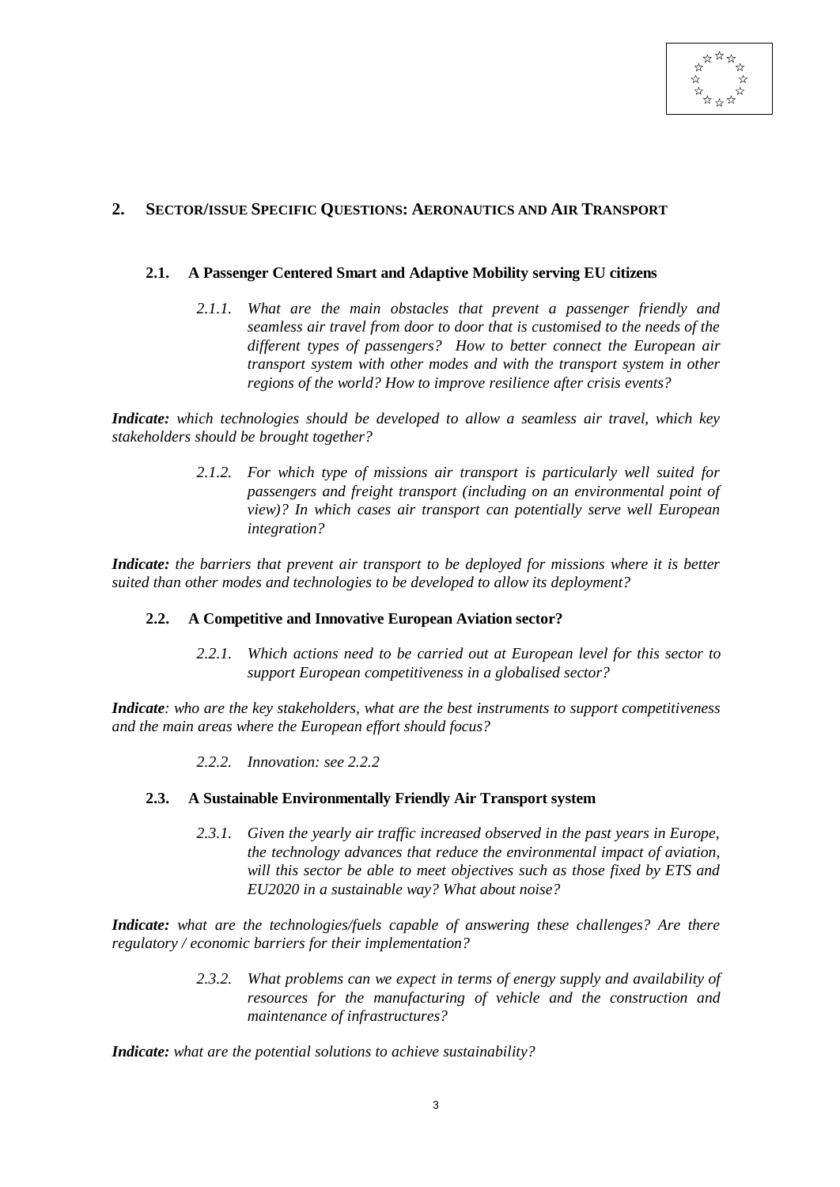## 2. SECTOR/ISSUE SPECIFIC QUESTIONS: AERONAUTICS AND AIR TRANSPORT

### 2.1. A Passenger Centered Smart and Adaptive Mobility serving EU citizens

*2.1.1. What are the main obstacles that prevent a passenger friendly and seamless air travel from door to door that is customised to the needs of the different types of passengers? How to better connect the European air transport system with other modes and with the transport system in other regions of the world? How to improve resilience after crisis events?*

***Indicate:*** *which technologies should be developed to allow a seamless air travel, which key stakeholders should be brought together?*

*2.1.2. For which type of missions air transport is particularly well suited for passengers and freight transport (including on an environmental point of view)? In which cases air transport can potentially serve well European integration?*

***Indicate:*** *the barriers that prevent air transport to be deployed for missions where it is better suited than other modes and technologies to be developed to allow its deployment?*

### 2.2. A Competitive and Innovative European Aviation sector?

*2.2.1. Which actions need to be carried out at European level for this sector to support European competitiveness in a globalised sector?*

***Indicate****: who are the key stakeholders, what are the best instruments to support competitiveness and the main areas where the European effort should focus?*

*2.2.2. Innovation: see 2.2.2*

### 2.3. A Sustainable Environmentally Friendly Air Transport system

*2.3.1. Given the yearly air traffic increased observed in the past years in Europe, the technology advances that reduce the environmental impact of aviation, will this sector be able to meet objectives such as those fixed by ETS and EU2020 in a sustainable way? What about noise?*

***Indicate:*** *what are the technologies/fuels capable of answering these challenges? Are there regulatory / economic barriers for their implementation?*

*2.3.2. What problems can we expect in terms of energy supply and availability of resources for the manufacturing of vehicle and the construction and maintenance of infrastructures?*

***Indicate:*** *what are the potential solutions to achieve sustainability?*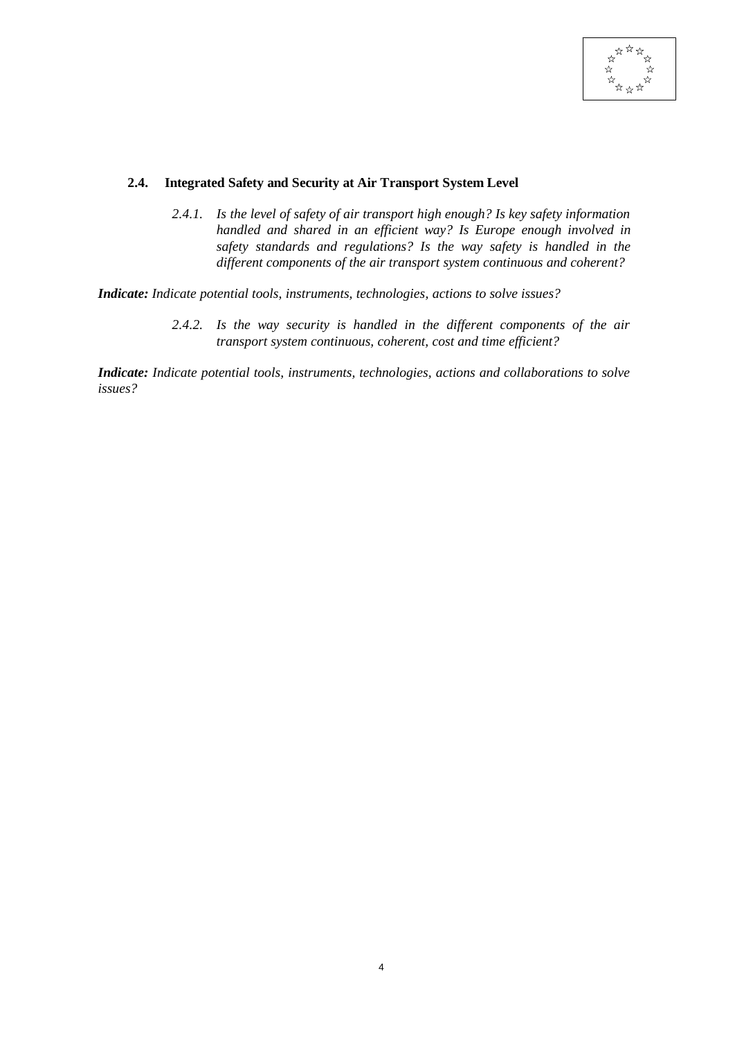## 2.4. Integrated Safety and Security at Air Transport System Level

*2.4.1. Is the level of safety of air transport high enough? Is key safety information handled and shared in an efficient way? Is Europe enough involved in safety standards and regulations? Is the way safety is handled in the different components of the air transport system continuous and coherent?*

***Indicate:*** *Indicate potential tools, instruments, technologies, actions to solve issues?*

*2.4.2. Is the way security is handled in the different components of the air transport system continuous, coherent, cost and time efficient?*

***Indicate:*** *Indicate potential tools, instruments, technologies, actions and collaborations to solve issues?*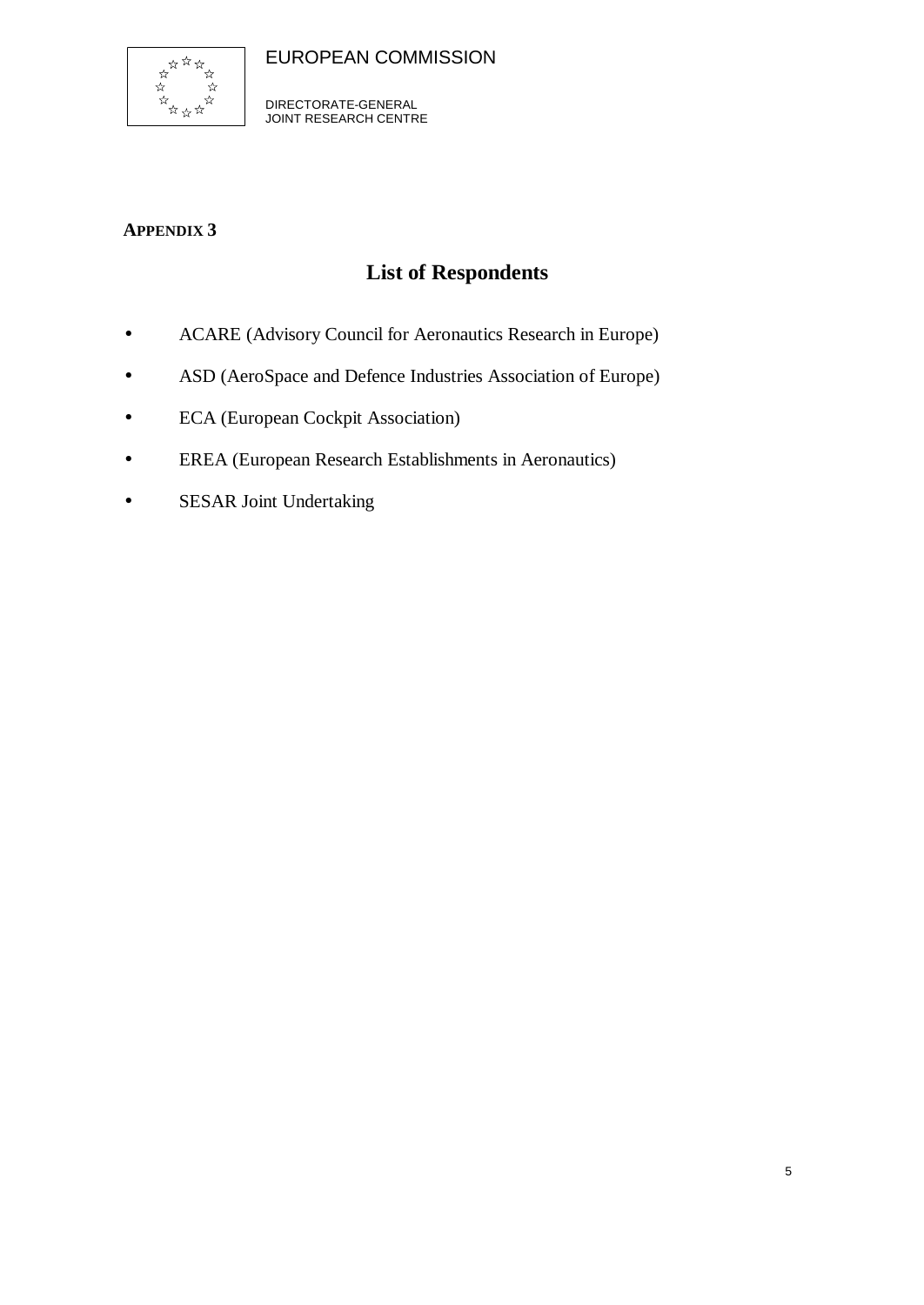EUROPEAN COMMISSION

DIRECTORATE-GENERAL
JOINT RESEARCH CENTRE

**APPENDIX 3**

## List of Respondents

- ACARE (Advisory Council for Aeronautics Research in Europe)
- ASD (AeroSpace and Defence Industries Association of Europe)
- ECA (European Cockpit Association)
- EREA (European Research Establishments in Aeronautics)
- SESAR Joint Undertaking